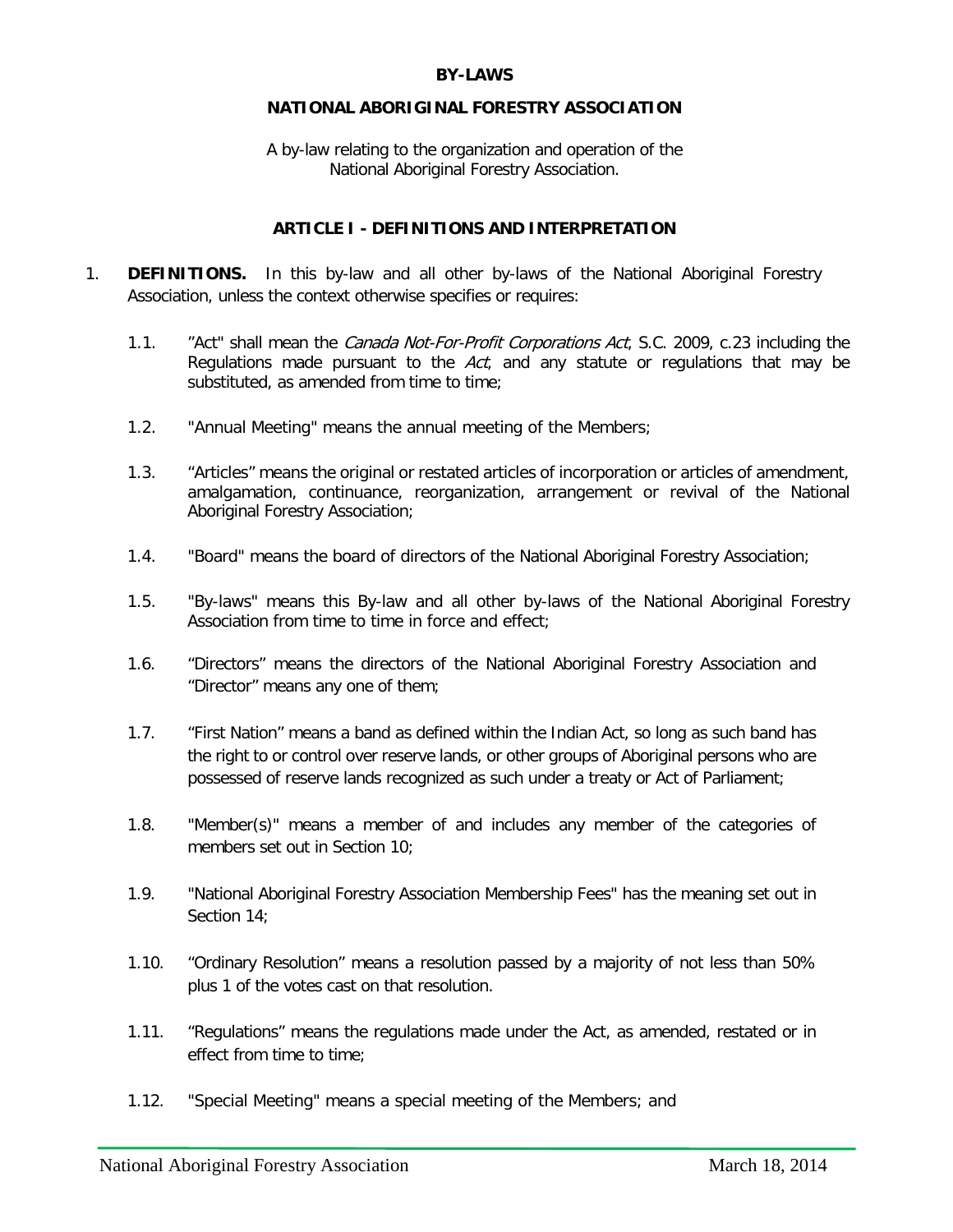**BY-LAWS**

**NATIONAL ABORIGINAL FORESTRY ASSOCIATION**

A by-law relating to the organization and operation of the National Aboriginal Forestry Association.

**ARTICLE I - DEFINITIONS AND INTERPRETATION**

1. **DEFINITIONS.** In this by-law and all other by-laws of the National Aboriginal Forestry Association, unless the context otherwise specifies or requires:

   1.1. "Act" shall mean the *Canada Not-For-Profit Corporations Act*, S.C. 2009, c.23 including the Regulations made pursuant to the *Act*, and any statute or regulations that may be substituted, as amended from time to time;

   1.2. "Annual Meeting" means the annual meeting of the Members;

   1.3. "Articles" means the original or restated articles of incorporation or articles of amendment, amalgamation, continuance, reorganization, arrangement or revival of the National Aboriginal Forestry Association;

   1.4. "Board" means the board of directors of the National Aboriginal Forestry Association;

   1.5. "By-laws" means this By-law and all other by-laws of the National Aboriginal Forestry Association from time to time in force and effect;

   1.6. "Directors" means the directors of the National Aboriginal Forestry Association and "Director" means any one of them;

   1.7. "First Nation" means a band as defined within the Indian Act, so long as such band has the right to or control over reserve lands, or other groups of Aboriginal persons who are possessed of reserve lands recognized as such under a treaty or Act of Parliament;

   1.8. "Member(s)" means a member of and includes any member of the categories of members set out in Section 10;

   1.9. "National Aboriginal Forestry Association Membership Fees" has the meaning set out in Section 14;

   1.10. "Ordinary Resolution" means a resolution passed by a majority of not less than 50% plus 1 of the votes cast on that resolution.

   1.11. "Regulations" means the regulations made under the Act, as amended, restated or in effect from time to time;

   1.12. "Special Meeting" means a special meeting of the Members; and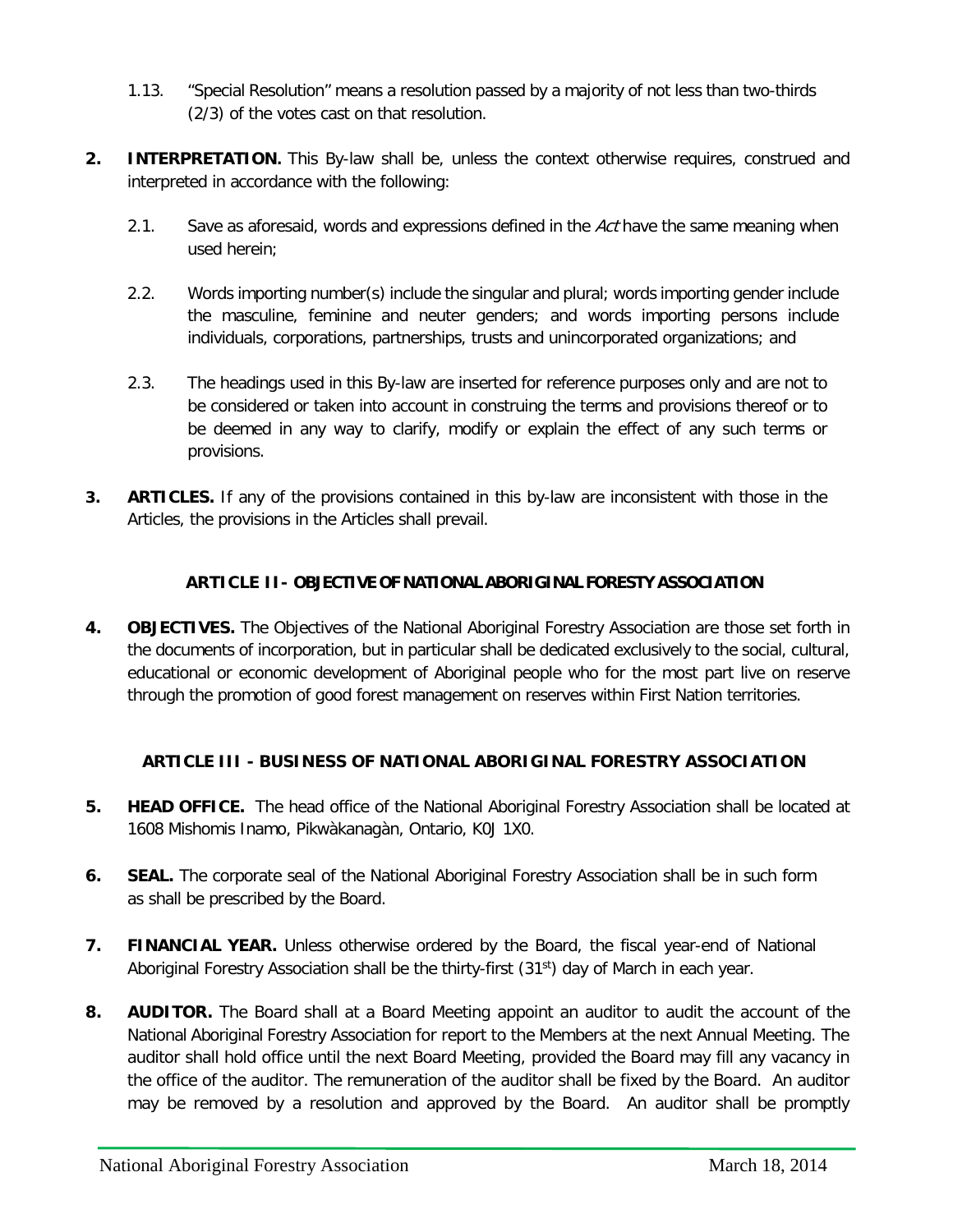1.13. "Special Resolution" means a resolution passed by a majority of not less than two-thirds (2/3) of the votes cast on that resolution.

**2. INTERPRETATION.** This By-law shall be, unless the context otherwise requires, construed and interpreted in accordance with the following:

2.1. Save as aforesaid, words and expressions defined in the *Act* have the same meaning when used herein;

2.2. Words importing number(s) include the singular and plural; words importing gender include the masculine, feminine and neuter genders; and words importing persons include individuals, corporations, partnerships, trusts and unincorporated organizations; and

2.3. The headings used in this By-law are inserted for reference purposes only and are not to be considered or taken into account in construing the terms and provisions thereof or to be deemed in any way to clarify, modify or explain the effect of any such terms or provisions.

**3. ARTICLES.** If any of the provisions contained in this by-law are inconsistent with those in the Articles, the provisions in the Articles shall prevail.

## ARTICLE II - OBJECTIVE OF NATIONAL ABORIGINAL FORESTY ASSOCIATION

**4. OBJECTIVES.** The Objectives of the National Aboriginal Forestry Association are those set forth in the documents of incorporation, but in particular shall be dedicated exclusively to the social, cultural, educational or economic development of Aboriginal people who for the most part live on reserve through the promotion of good forest management on reserves within First Nation territories.

## ARTICLE III - BUSINESS OF NATIONAL ABORIGINAL FORESTRY ASSOCIATION

**5. HEAD OFFICE.** The head office of the National Aboriginal Forestry Association shall be located at 1608 Mishomis Inamo, Pikwàkanagàn, Ontario, K0J 1X0.

**6. SEAL.** The corporate seal of the National Aboriginal Forestry Association shall be in such form as shall be prescribed by the Board.

**7. FINANCIAL YEAR.** Unless otherwise ordered by the Board, the fiscal year-end of National Aboriginal Forestry Association shall be the thirty-first (31st) day of March in each year.

**8. AUDITOR.** The Board shall at a Board Meeting appoint an auditor to audit the account of the National Aboriginal Forestry Association for report to the Members at the next Annual Meeting. The auditor shall hold office until the next Board Meeting, provided the Board may fill any vacancy in the office of the auditor. The remuneration of the auditor shall be fixed by the Board. An auditor may be removed by a resolution and approved by the Board. An auditor shall be promptly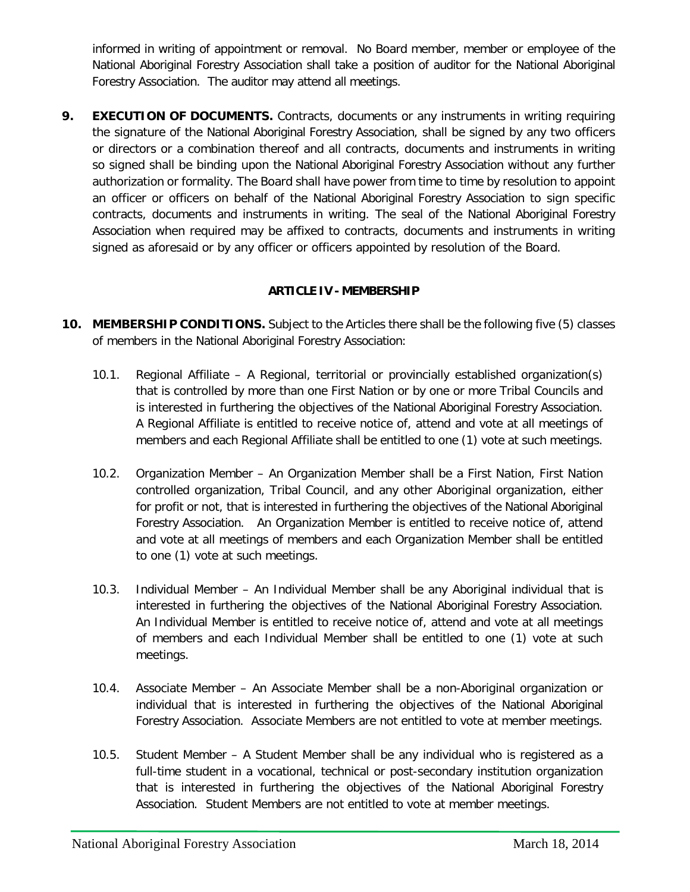informed in writing of appointment or removal. No Board member, member or employee of the National Aboriginal Forestry Association shall take a position of auditor for the National Aboriginal Forestry Association. The auditor may attend all meetings.

**9. EXECUTION OF DOCUMENTS.** Contracts, documents or any instruments in writing requiring the signature of the National Aboriginal Forestry Association, shall be signed by any two officers or directors or a combination thereof and all contracts, documents and instruments in writing so signed shall be binding upon the National Aboriginal Forestry Association without any further authorization or formality. The Board shall have power from time to time by resolution to appoint an officer or officers on behalf of the National Aboriginal Forestry Association to sign specific contracts, documents and instruments in writing. The seal of the National Aboriginal Forestry Association when required may be affixed to contracts, documents and instruments in writing signed as aforesaid or by any officer or officers appointed by resolution of the Board.

## ARTICLE IV - MEMBERSHIP

**10. MEMBERSHIP CONDITIONS.** Subject to the Articles there shall be the following five (5) classes of members in the National Aboriginal Forestry Association:

10.1. Regional Affiliate – A Regional, territorial or provincially established organization(s) that is controlled by more than one First Nation or by one or more Tribal Councils and is interested in furthering the objectives of the National Aboriginal Forestry Association. A Regional Affiliate is entitled to receive notice of, attend and vote at all meetings of members and each Regional Affiliate shall be entitled to one (1) vote at such meetings.

10.2. Organization Member – An Organization Member shall be a First Nation, First Nation controlled organization, Tribal Council, and any other Aboriginal organization, either for profit or not, that is interested in furthering the objectives of the National Aboriginal Forestry Association. An Organization Member is entitled to receive notice of, attend and vote at all meetings of members and each Organization Member shall be entitled to one (1) vote at such meetings.

10.3. Individual Member – An Individual Member shall be any Aboriginal individual that is interested in furthering the objectives of the National Aboriginal Forestry Association. An Individual Member is entitled to receive notice of, attend and vote at all meetings of members and each Individual Member shall be entitled to one (1) vote at such meetings.

10.4. Associate Member – An Associate Member shall be a non-Aboriginal organization or individual that is interested in furthering the objectives of the National Aboriginal Forestry Association. Associate Members are not entitled to vote at member meetings.

10.5. Student Member – A Student Member shall be any individual who is registered as a full-time student in a vocational, technical or post-secondary institution organization that is interested in furthering the objectives of the National Aboriginal Forestry Association. Student Members are not entitled to vote at member meetings.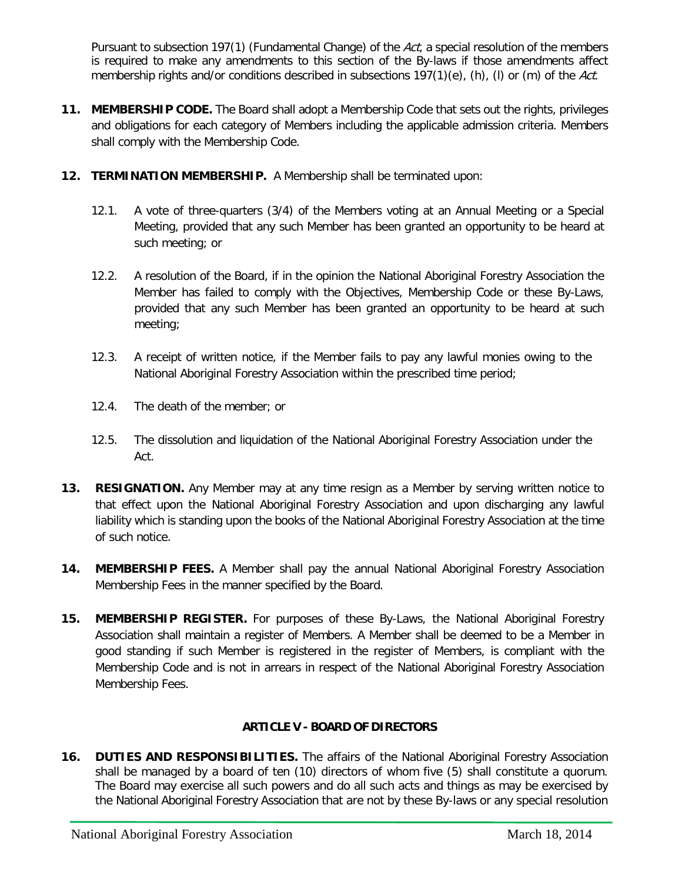Pursuant to subsection 197(1) (Fundamental Change) of the *Act*; a special resolution of the members is required to make any amendments to this section of the By-laws if those amendments affect membership rights and/or conditions described in subsections 197(1)(e), (h), (l) or (m) of the *Act*.

**11. MEMBERSHIP CODE.** The Board shall adopt a Membership Code that sets out the rights, privileges and obligations for each category of Members including the applicable admission criteria. Members shall comply with the Membership Code.

**12. TERMINATION MEMBERSHIP.** A Membership shall be terminated upon:

12.1. A vote of three-quarters (3/4) of the Members voting at an Annual Meeting or a Special Meeting, provided that any such Member has been granted an opportunity to be heard at such meeting; or

12.2. A resolution of the Board, if in the opinion the National Aboriginal Forestry Association the Member has failed to comply with the Objectives, Membership Code or these By-Laws, provided that any such Member has been granted an opportunity to be heard at such meeting;

12.3. A receipt of written notice, if the Member fails to pay any lawful monies owing to the National Aboriginal Forestry Association within the prescribed time period;

12.4. The death of the member; or

12.5. The dissolution and liquidation of the National Aboriginal Forestry Association under the Act.

**13. RESIGNATION.** Any Member may at any time resign as a Member by serving written notice to that effect upon the National Aboriginal Forestry Association and upon discharging any lawful liability which is standing upon the books of the National Aboriginal Forestry Association at the time of such notice.

**14. MEMBERSHIP FEES.** A Member shall pay the annual National Aboriginal Forestry Association Membership Fees in the manner specified by the Board.

**15. MEMBERSHIP REGISTER.** For purposes of these By-Laws, the National Aboriginal Forestry Association shall maintain a register of Members. A Member shall be deemed to be a Member in good standing if such Member is registered in the register of Members, is compliant with the Membership Code and is not in arrears in respect of the National Aboriginal Forestry Association Membership Fees.

## ARTICLE V - BOARD OF DIRECTORS

**16. DUTIES AND RESPONSIBILITIES.** The affairs of the National Aboriginal Forestry Association shall be managed by a board of ten (10) directors of whom five (5) shall constitute a quorum. The Board may exercise all such powers and do all such acts and things as may be exercised by the National Aboriginal Forestry Association that are not by these By-laws or any special resolution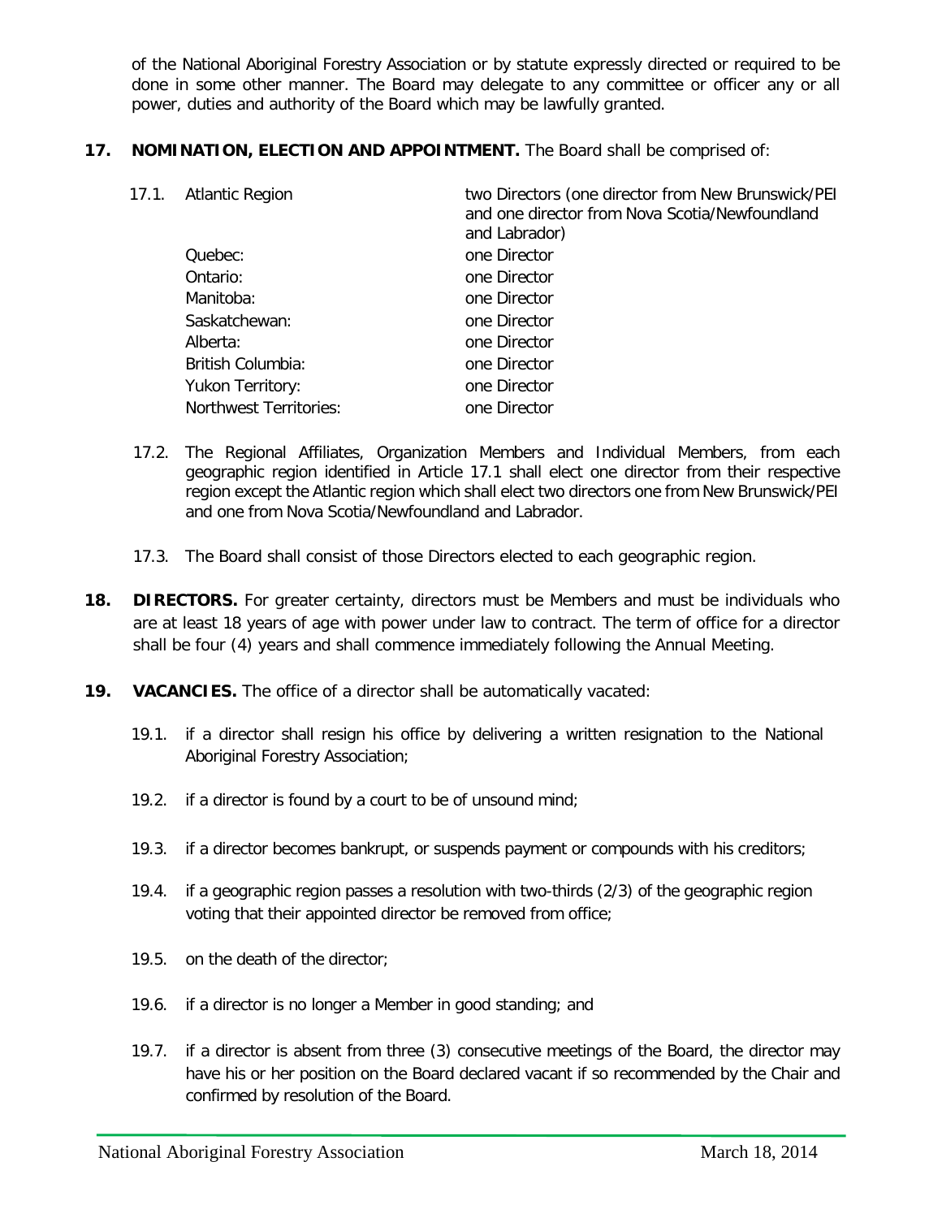of the National Aboriginal Forestry Association or by statute expressly directed or required to be done in some other manner. The Board may delegate to any committee or officer any or all power, duties and authority of the Board which may be lawfully granted.

**17. NOMINATION, ELECTION AND APPOINTMENT.** The Board shall be comprised of:

17.1.

| | |
|---|---|
| Atlantic Region | two Directors (one director from New Brunswick/PEI and one director from Nova Scotia/Newfoundland and Labrador) |
| Quebec: | one Director |
| Ontario: | one Director |
| Manitoba: | one Director |
| Saskatchewan: | one Director |
| Alberta: | one Director |
| British Columbia: | one Director |
| Yukon Territory: | one Director |
| Northwest Territories: | one Director |

17.2. The Regional Affiliates, Organization Members and Individual Members, from each geographic region identified in Article 17.1 shall elect one director from their respective region except the Atlantic region which shall elect two directors one from New Brunswick/PEI and one from Nova Scotia/Newfoundland and Labrador.

17.3. The Board shall consist of those Directors elected to each geographic region.

**18. DIRECTORS.** For greater certainty, directors must be Members and must be individuals who are at least 18 years of age with power under law to contract. The term of office for a director shall be four (4) years and shall commence immediately following the Annual Meeting.

**19. VACANCIES.** The office of a director shall be automatically vacated:

19.1. if a director shall resign his office by delivering a written resignation to the National Aboriginal Forestry Association;

19.2. if a director is found by a court to be of unsound mind;

19.3. if a director becomes bankrupt, or suspends payment or compounds with his creditors;

19.4. if a geographic region passes a resolution with two-thirds (2/3) of the geographic region voting that their appointed director be removed from office;

19.5. on the death of the director;

19.6. if a director is no longer a Member in good standing; and

19.7. if a director is absent from three (3) consecutive meetings of the Board, the director may have his or her position on the Board declared vacant if so recommended by the Chair and confirmed by resolution of the Board.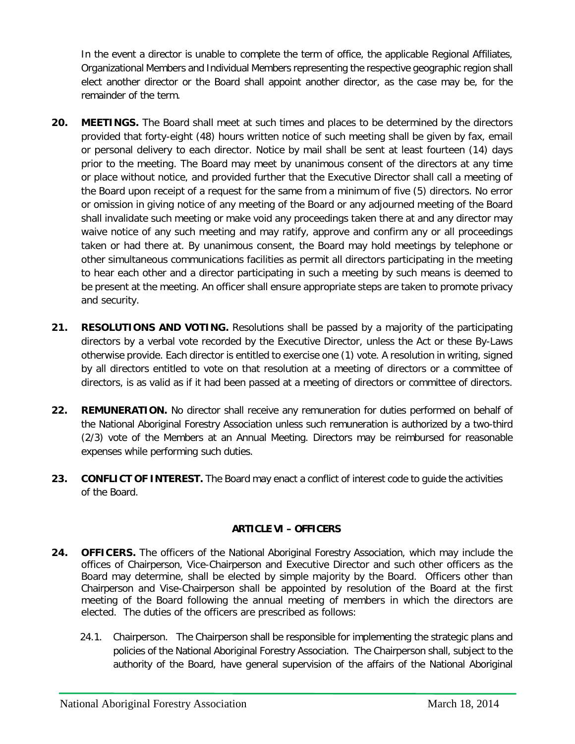In the event a director is unable to complete the term of office, the applicable Regional Affiliates, Organizational Members and Individual Members representing the respective geographic region shall elect another director or the Board shall appoint another director, as the case may be, for the remainder of the term.

**20. MEETINGS.** The Board shall meet at such times and places to be determined by the directors provided that forty-eight (48) hours written notice of such meeting shall be given by fax, email or personal delivery to each director. Notice by mail shall be sent at least fourteen (14) days prior to the meeting. The Board may meet by unanimous consent of the directors at any time or place without notice, and provided further that the Executive Director shall call a meeting of the Board upon receipt of a request for the same from a minimum of five (5) directors. No error or omission in giving notice of any meeting of the Board or any adjourned meeting of the Board shall invalidate such meeting or make void any proceedings taken there at and any director may waive notice of any such meeting and may ratify, approve and confirm any or all proceedings taken or had there at. By unanimous consent, the Board may hold meetings by telephone or other simultaneous communications facilities as permit all directors participating in the meeting to hear each other and a director participating in such a meeting by such means is deemed to be present at the meeting. An officer shall ensure appropriate steps are taken to promote privacy and security.

**21. RESOLUTIONS AND VOTING.** Resolutions shall be passed by a majority of the participating directors by a verbal vote recorded by the Executive Director, unless the Act or these By-Laws otherwise provide. Each director is entitled to exercise one (1) vote. A resolution in writing, signed by all directors entitled to vote on that resolution at a meeting of directors or a committee of directors, is as valid as if it had been passed at a meeting of directors or committee of directors.

**22. REMUNERATION.** No director shall receive any remuneration for duties performed on behalf of the National Aboriginal Forestry Association unless such remuneration is authorized by a two-third (2/3) vote of the Members at an Annual Meeting. Directors may be reimbursed for reasonable expenses while performing such duties.

**23. CONFLICT OF INTEREST.** The Board may enact a conflict of interest code to guide the activities of the Board.

## ARTICLE VI – OFFICERS

**24. OFFICERS.** The officers of the National Aboriginal Forestry Association, which may include the offices of Chairperson, Vice-Chairperson and Executive Director and such other officers as the Board may determine, shall be elected by simple majority by the Board. Officers other than Chairperson and Vise-Chairperson shall be appointed by resolution of the Board at the first meeting of the Board following the annual meeting of members in which the directors are elected. The duties of the officers are prescribed as follows:

24.1. Chairperson. The Chairperson shall be responsible for implementing the strategic plans and policies of the National Aboriginal Forestry Association. The Chairperson shall, subject to the authority of the Board, have general supervision of the affairs of the National Aboriginal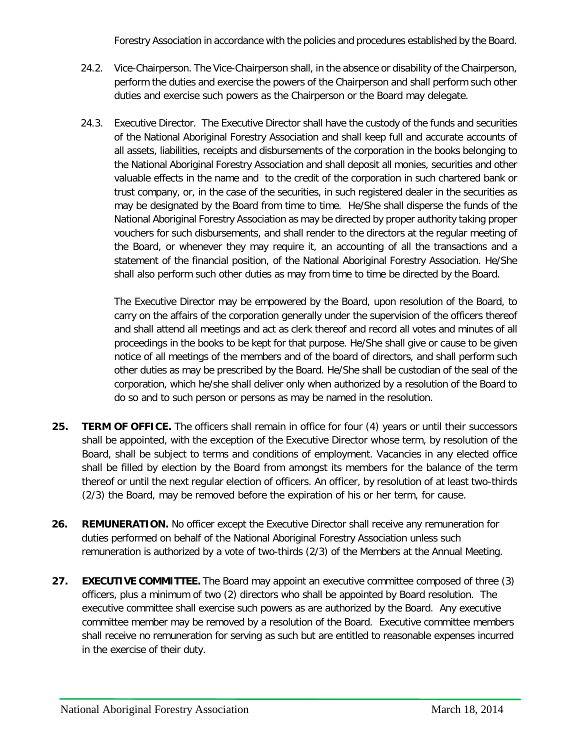Forestry Association in accordance with the policies and procedures established by the Board.

24.2. Vice-Chairperson. The Vice-Chairperson shall, in the absence or disability of the Chairperson, perform the duties and exercise the powers of the Chairperson and shall perform such other duties and exercise such powers as the Chairperson or the Board may delegate.

24.3. Executive Director. The Executive Director shall have the custody of the funds and securities of the National Aboriginal Forestry Association and shall keep full and accurate accounts of all assets, liabilities, receipts and disbursements of the corporation in the books belonging to the National Aboriginal Forestry Association and shall deposit all monies, securities and other valuable effects in the name and to the credit of the corporation in such chartered bank or trust company, or, in the case of the securities, in such registered dealer in the securities as may be designated by the Board from time to time. He/She shall disperse the funds of the National Aboriginal Forestry Association as may be directed by proper authority taking proper vouchers for such disbursements, and shall render to the directors at the regular meeting of the Board, or whenever they may require it, an accounting of all the transactions and a statement of the financial position, of the National Aboriginal Forestry Association. He/She shall also perform such other duties as may from time to time be directed by the Board.

The Executive Director may be empowered by the Board, upon resolution of the Board, to carry on the affairs of the corporation generally under the supervision of the officers thereof and shall attend all meetings and act as clerk thereof and record all votes and minutes of all proceedings in the books to be kept for that purpose. He/She shall give or cause to be given notice of all meetings of the members and of the board of directors, and shall perform such other duties as may be prescribed by the Board. He/She shall be custodian of the seal of the corporation, which he/she shall deliver only when authorized by a resolution of the Board to do so and to such person or persons as may be named in the resolution.

**25. TERM OF OFFICE.** The officers shall remain in office for four (4) years or until their successors shall be appointed, with the exception of the Executive Director whose term, by resolution of the Board, shall be subject to terms and conditions of employment. Vacancies in any elected office shall be filled by election by the Board from amongst its members for the balance of the term thereof or until the next regular election of officers. An officer, by resolution of at least two-thirds (2/3) the Board, may be removed before the expiration of his or her term, for cause.

**26. REMUNERATION.** No officer except the Executive Director shall receive any remuneration for duties performed on behalf of the National Aboriginal Forestry Association unless such remuneration is authorized by a vote of two-thirds (2/3) of the Members at the Annual Meeting.

**27. EXECUTIVE COMMITTEE.** The Board may appoint an executive committee composed of three (3) officers, plus a minimum of two (2) directors who shall be appointed by Board resolution. The executive committee shall exercise such powers as are authorized by the Board. Any executive committee member may be removed by a resolution of the Board. Executive committee members shall receive no remuneration for serving as such but are entitled to reasonable expenses incurred in the exercise of their duty.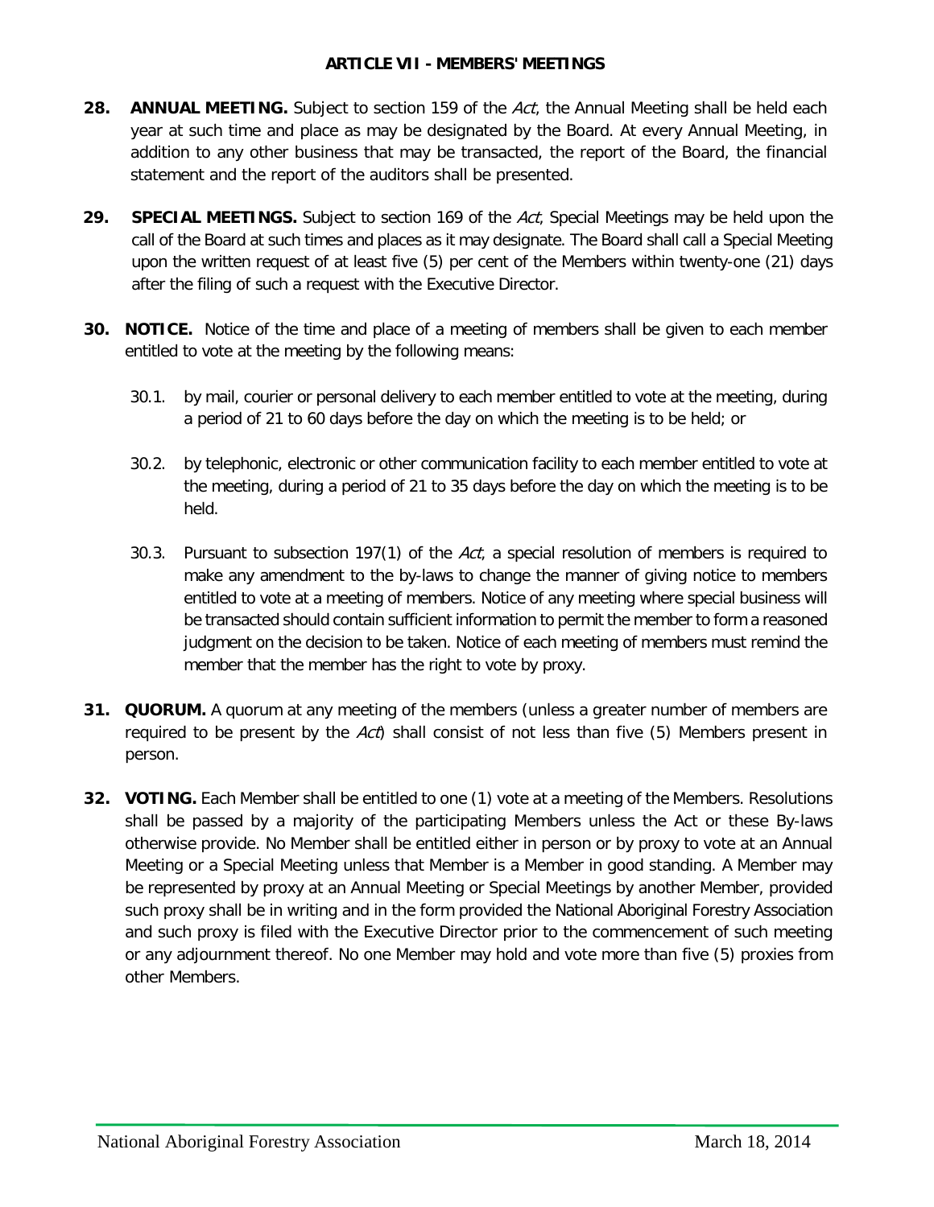## ARTICLE VII - MEMBERS' MEETINGS

**28. ANNUAL MEETING.** Subject to section 159 of the *Act*, the Annual Meeting shall be held each year at such time and place as may be designated by the Board. At every Annual Meeting, in addition to any other business that may be transacted, the report of the Board, the financial statement and the report of the auditors shall be presented.

**29. SPECIAL MEETINGS.** Subject to section 169 of the *Act*, Special Meetings may be held upon the call of the Board at such times and places as it may designate. The Board shall call a Special Meeting upon the written request of at least five (5) per cent of the Members within twenty-one (21) days after the filing of such a request with the Executive Director.

**30. NOTICE.** Notice of the time and place of a meeting of members shall be given to each member entitled to vote at the meeting by the following means:

30.1. by mail, courier or personal delivery to each member entitled to vote at the meeting, during a period of 21 to 60 days before the day on which the meeting is to be held; or

30.2. by telephonic, electronic or other communication facility to each member entitled to vote at the meeting, during a period of 21 to 35 days before the day on which the meeting is to be held.

30.3. Pursuant to subsection 197(1) of the *Act*, a special resolution of members is required to make any amendment to the by-laws to change the manner of giving notice to members entitled to vote at a meeting of members. Notice of any meeting where special business will be transacted should contain sufficient information to permit the member to form a reasoned judgment on the decision to be taken. Notice of each meeting of members must remind the member that the member has the right to vote by proxy.

**31. QUORUM.** A quorum at any meeting of the members (unless a greater number of members are required to be present by the *Act*) shall consist of not less than five (5) Members present in person.

**32. VOTING.** Each Member shall be entitled to one (1) vote at a meeting of the Members. Resolutions shall be passed by a majority of the participating Members unless the Act or these By-laws otherwise provide. No Member shall be entitled either in person or by proxy to vote at an Annual Meeting or a Special Meeting unless that Member is a Member in good standing. A Member may be represented by proxy at an Annual Meeting or Special Meetings by another Member, provided such proxy shall be in writing and in the form provided the National Aboriginal Forestry Association and such proxy is filed with the Executive Director prior to the commencement of such meeting or any adjournment thereof. No one Member may hold and vote more than five (5) proxies from other Members.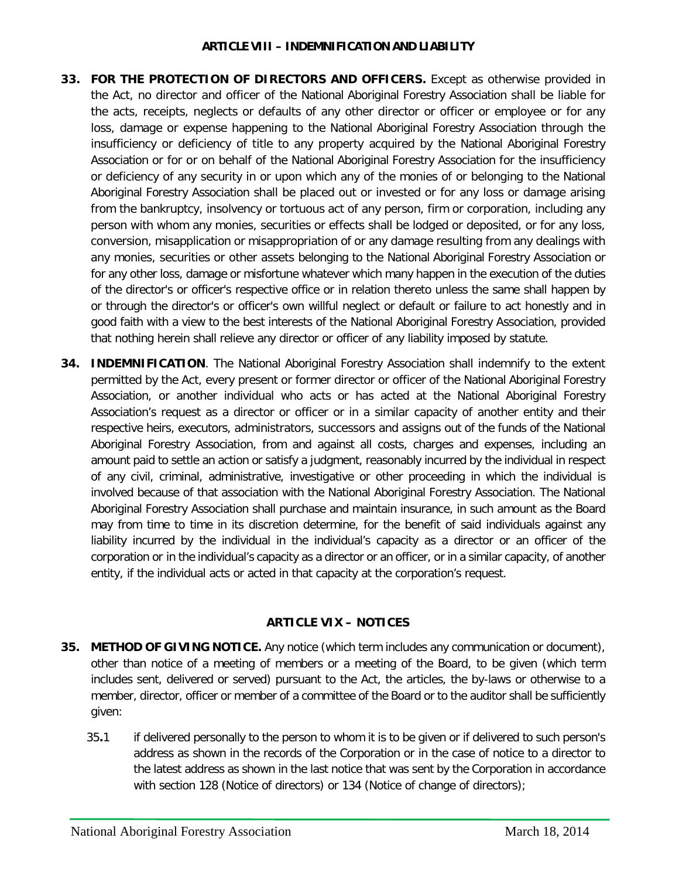## ARTICLE VIII – INDEMNIFICATION AND LIABILITY

**33. FOR THE PROTECTION OF DIRECTORS AND OFFICERS.** Except as otherwise provided in the Act, no director and officer of the National Aboriginal Forestry Association shall be liable for the acts, receipts, neglects or defaults of any other director or officer or employee or for any loss, damage or expense happening to the National Aboriginal Forestry Association through the insufficiency or deficiency of title to any property acquired by the National Aboriginal Forestry Association or for or on behalf of the National Aboriginal Forestry Association for the insufficiency or deficiency of any security in or upon which any of the monies of or belonging to the National Aboriginal Forestry Association shall be placed out or invested or for any loss or damage arising from the bankruptcy, insolvency or tortuous act of any person, firm or corporation, including any person with whom any monies, securities or effects shall be lodged or deposited, or for any loss, conversion, misapplication or misappropriation of or any damage resulting from any dealings with any monies, securities or other assets belonging to the National Aboriginal Forestry Association or for any other loss, damage or misfortune whatever which many happen in the execution of the duties of the director's or officer's respective office or in relation thereto unless the same shall happen by or through the director's or officer's own willful neglect or default or failure to act honestly and in good faith with a view to the best interests of the National Aboriginal Forestry Association, provided that nothing herein shall relieve any director or officer of any liability imposed by statute.

**34. INDEMNIFICATION**. The National Aboriginal Forestry Association shall indemnify to the extent permitted by the Act, every present or former director or officer of the National Aboriginal Forestry Association, or another individual who acts or has acted at the National Aboriginal Forestry Association's request as a director or officer or in a similar capacity of another entity and their respective heirs, executors, administrators, successors and assigns out of the funds of the National Aboriginal Forestry Association, from and against all costs, charges and expenses, including an amount paid to settle an action or satisfy a judgment, reasonably incurred by the individual in respect of any civil, criminal, administrative, investigative or other proceeding in which the individual is involved because of that association with the National Aboriginal Forestry Association. The National Aboriginal Forestry Association shall purchase and maintain insurance, in such amount as the Board may from time to time in its discretion determine, for the benefit of said individuals against any liability incurred by the individual in the individual's capacity as a director or an officer of the corporation or in the individual's capacity as a director or an officer, or in a similar capacity, of another entity, if the individual acts or acted in that capacity at the corporation's request.

## ARTICLE VIX – NOTICES

**35. METHOD OF GIVING NOTICE.** Any notice (which term includes any communication or document), other than notice of a meeting of members or a meeting of the Board, to be given (which term includes sent, delivered or served) pursuant to the Act, the articles, the by-laws or otherwise to a member, director, officer or member of a committee of the Board or to the auditor shall be sufficiently given:

35**.**1 if delivered personally to the person to whom it is to be given or if delivered to such person's address as shown in the records of the Corporation or in the case of notice to a director to the latest address as shown in the last notice that was sent by the Corporation in accordance with section 128 (Notice of directors) or 134 (Notice of change of directors);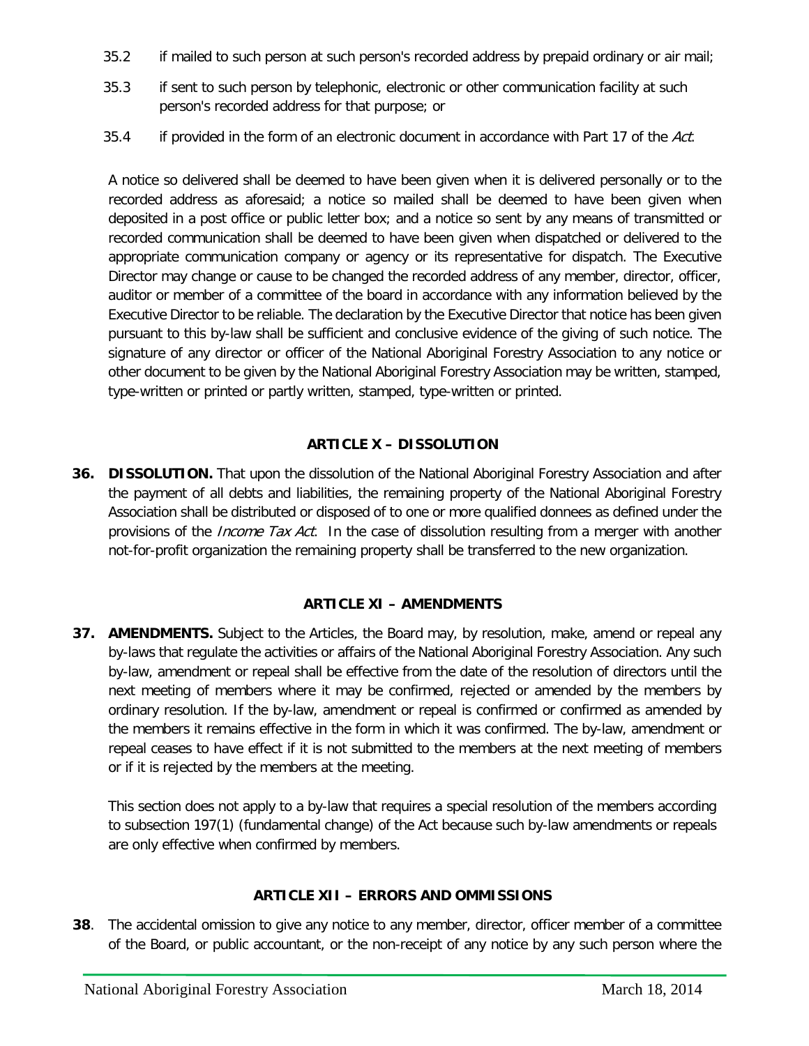35.2 if mailed to such person at such person's recorded address by prepaid ordinary or air mail;

35.3 if sent to such person by telephonic, electronic or other communication facility at such person's recorded address for that purpose; or

35.4 if provided in the form of an electronic document in accordance with Part 17 of the *Act*.

A notice so delivered shall be deemed to have been given when it is delivered personally or to the recorded address as aforesaid; a notice so mailed shall be deemed to have been given when deposited in a post office or public letter box; and a notice so sent by any means of transmitted or recorded communication shall be deemed to have been given when dispatched or delivered to the appropriate communication company or agency or its representative for dispatch. The Executive Director may change or cause to be changed the recorded address of any member, director, officer, auditor or member of a committee of the board in accordance with any information believed by the Executive Director to be reliable. The declaration by the Executive Director that notice has been given pursuant to this by-law shall be sufficient and conclusive evidence of the giving of such notice. The signature of any director or officer of the National Aboriginal Forestry Association to any notice or other document to be given by the National Aboriginal Forestry Association may be written, stamped, type-written or printed or partly written, stamped, type-written or printed.

## ARTICLE X – DISSOLUTION

**36. DISSOLUTION.** That upon the dissolution of the National Aboriginal Forestry Association and after the payment of all debts and liabilities, the remaining property of the National Aboriginal Forestry Association shall be distributed or disposed of to one or more qualified donnees as defined under the provisions of the *Income Tax Act*. In the case of dissolution resulting from a merger with another not-for-profit organization the remaining property shall be transferred to the new organization.

## ARTICLE XI – AMENDMENTS

**37. AMENDMENTS.** Subject to the Articles, the Board may, by resolution, make, amend or repeal any by-laws that regulate the activities or affairs of the National Aboriginal Forestry Association. Any such by-law, amendment or repeal shall be effective from the date of the resolution of directors until the next meeting of members where it may be confirmed, rejected or amended by the members by ordinary resolution. If the by-law, amendment or repeal is confirmed or confirmed as amended by the members it remains effective in the form in which it was confirmed. The by-law, amendment or repeal ceases to have effect if it is not submitted to the members at the next meeting of members or if it is rejected by the members at the meeting.

This section does not apply to a by-law that requires a special resolution of the members according to subsection 197(1) (fundamental change) of the Act because such by-law amendments or repeals are only effective when confirmed by members.

## ARTICLE XII – ERRORS AND OMMISSIONS

**38**. The accidental omission to give any notice to any member, director, officer member of a committee of the Board, or public accountant, or the non-receipt of any notice by any such person where the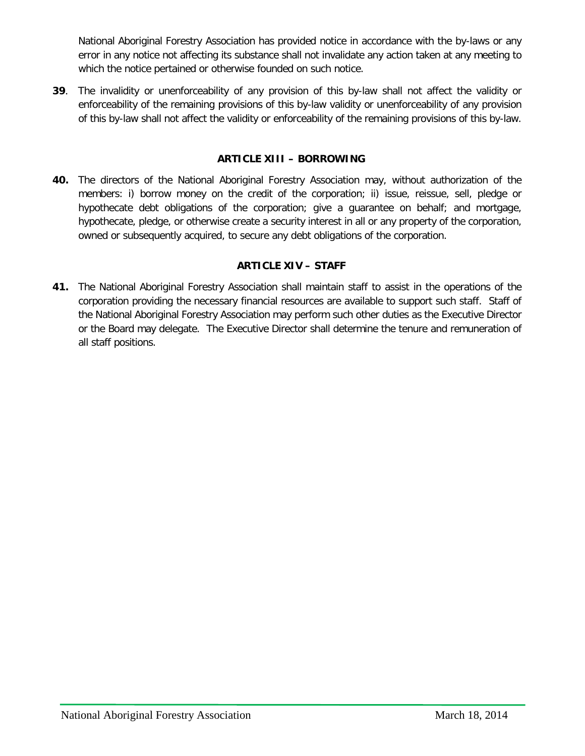National Aboriginal Forestry Association has provided notice in accordance with the by-laws or any error in any notice not affecting its substance shall not invalidate any action taken at any meeting to which the notice pertained or otherwise founded on such notice.

**39**. The invalidity or unenforceability of any provision of this by-law shall not affect the validity or enforceability of the remaining provisions of this by-law validity or unenforceability of any provision of this by-law shall not affect the validity or enforceability of the remaining provisions of this by-law.

## ARTICLE XIII – BORROWING

**40.** The directors of the National Aboriginal Forestry Association may, without authorization of the members: i) borrow money on the credit of the corporation; ii) issue, reissue, sell, pledge or hypothecate debt obligations of the corporation; give a guarantee on behalf; and mortgage, hypothecate, pledge, or otherwise create a security interest in all or any property of the corporation, owned or subsequently acquired, to secure any debt obligations of the corporation.

## ARTICLE XIV – STAFF

**41.** The National Aboriginal Forestry Association shall maintain staff to assist in the operations of the corporation providing the necessary financial resources are available to support such staff. Staff of the National Aboriginal Forestry Association may perform such other duties as the Executive Director or the Board may delegate. The Executive Director shall determine the tenure and remuneration of all staff positions.